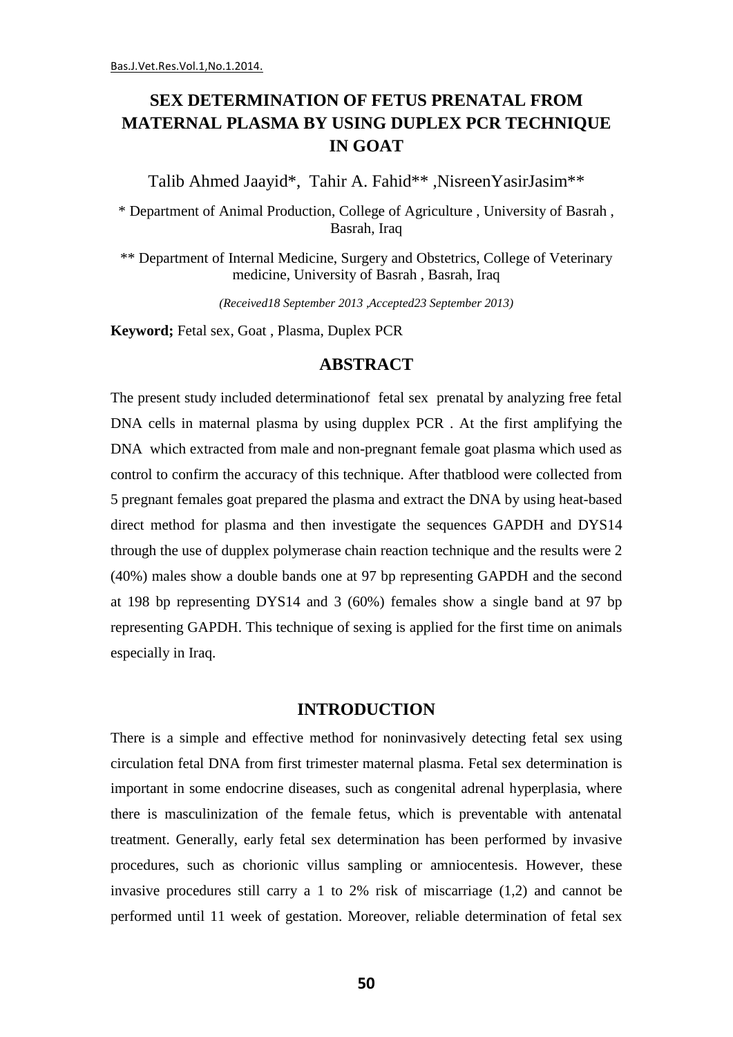# SEX DETERMINATION OF FETUS PRENATAL FROM MATERNAL PLASMA BY USING DUPLEX PCR TECHNIQUE IN GOAT

Talib Ahmed Jaayid*, Tahir A. Fahid** ,NisreenYasirJasim**

\* Department of Animal Production, College of Agriculture , University of Basrah , Basrah, Iraq

\*\* Department of Internal Medicine, Surgery and Obstetrics, College of Veterinary medicine, University of Basrah , Basrah, Iraq

*(Received18 September 2013 ,Accepted23 September 2013)*

**Keyword;** Fetal sex, Goat , Plasma, Duplex PCR

## ABSTRACT

The present study included determinationof fetal sex prenatal by analyzing free fetal DNA cells in maternal plasma by using dupplex PCR . At the first amplifying the DNA which extracted from male and non-pregnant female goat plasma which used as control to confirm the accuracy of this technique. After thatblood were collected from 5 pregnant females goat prepared the plasma and extract the DNA by using heat-based direct method for plasma and then investigate the sequences GAPDH and DYS14 through the use of dupplex polymerase chain reaction technique and the results were 2 (40%) males show a double bands one at 97 bp representing GAPDH and the second at 198 bp representing DYS14 and 3 (60%) females show a single band at 97 bp representing GAPDH. This technique of sexing is applied for the first time on animals especially in Iraq.

## INTRODUCTION

There is a simple and effective method for noninvasively detecting fetal sex using circulation fetal DNA from first trimester maternal plasma. Fetal sex determination is important in some endocrine diseases, such as congenital adrenal hyperplasia, where there is masculinization of the female fetus, which is preventable with antenatal treatment. Generally, early fetal sex determination has been performed by invasive procedures, such as chorionic villus sampling or amniocentesis. However, these invasive procedures still carry a 1 to 2% risk of miscarriage (1,2) and cannot be performed until 11 week of gestation. Moreover, reliable determination of fetal sex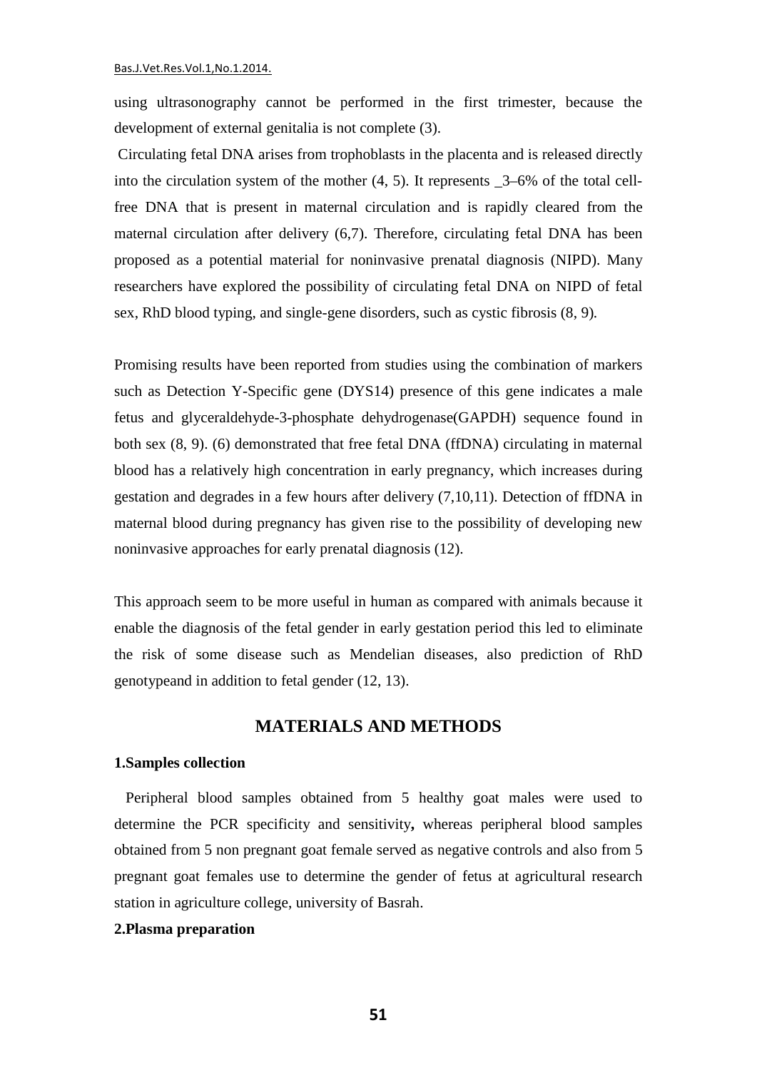using ultrasonography cannot be performed in the first trimester, because the development of external genitalia is not complete (3).

Circulating fetal DNA arises from trophoblasts in the placenta and is released directly into the circulation system of the mother (4, 5). It represents _3–6% of the total cell-free DNA that is present in maternal circulation and is rapidly cleared from the maternal circulation after delivery (6,7). Therefore, circulating fetal DNA has been proposed as a potential material for noninvasive prenatal diagnosis (NIPD). Many researchers have explored the possibility of circulating fetal DNA on NIPD of fetal sex, RhD blood typing, and single-gene disorders, such as cystic fibrosis (8, 9).

Promising results have been reported from studies using the combination of markers such as Detection Y-Specific gene (DYS14) presence of this gene indicates a male fetus and glyceraldehyde-3-phosphate dehydrogenase(GAPDH) sequence found in both sex (8, 9). (6) demonstrated that free fetal DNA (ffDNA) circulating in maternal blood has a relatively high concentration in early pregnancy, which increases during gestation and degrades in a few hours after delivery (7,10,11). Detection of ffDNA in maternal blood during pregnancy has given rise to the possibility of developing new noninvasive approaches for early prenatal diagnosis (12).

This approach seem to be more useful in human as compared with animals because it enable the diagnosis of the fetal gender in early gestation period this led to eliminate the risk of some disease such as Mendelian diseases, also prediction of RhD genotypeand in addition to fetal gender (12, 13).

## MATERIALS AND METHODS

**1.Samples collection**

Peripheral blood samples obtained from 5 healthy goat males were used to determine the PCR specificity and sensitivity**,** whereas peripheral blood samples obtained from 5 non pregnant goat female served as negative controls and also from 5 pregnant goat females use to determine the gender of fetus at agricultural research station in agriculture college, university of Basrah.

**2.Plasma preparation**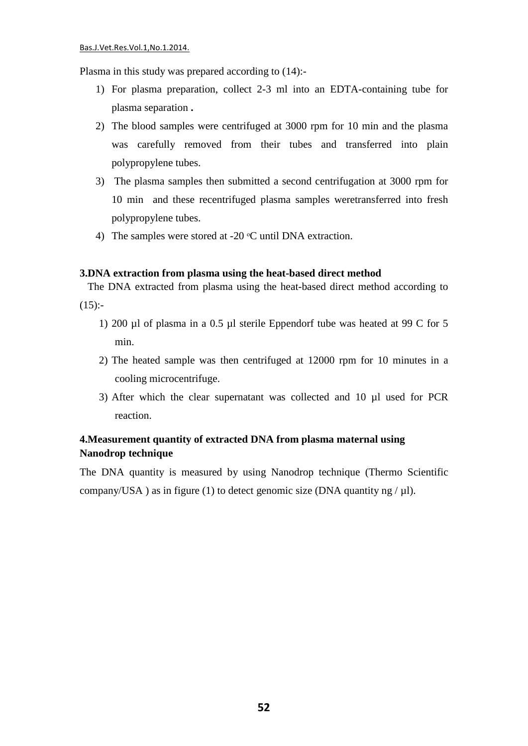Plasma in this study was prepared according to (14):-

1) For plasma preparation, collect 2-3 ml into an EDTA-containing tube for plasma separation **.**
2) The blood samples were centrifuged at 3000 rpm for 10 min and the plasma was carefully removed from their tubes and transferred into plain polypropylene tubes.
3) The plasma samples then submitted a second centrifugation at 3000 rpm for 10 min and these recentrifuged plasma samples weretransferred into fresh polypropylene tubes.
4) The samples were stored at -20 $^{o}$C until DNA extraction.

**3.DNA extraction from plasma using the heat-based direct method**

The DNA extracted from plasma using the heat-based direct method according to (15):-

1) 200 µl of plasma in a 0.5 µl sterile Eppendorf tube was heated at 99 C for 5 min.
2) The heated sample was then centrifuged at 12000 rpm for 10 minutes in a cooling microcentrifuge.
3) After which the clear supernatant was collected and 10 µl used for PCR reaction.

**4.Measurement quantity of extracted DNA from plasma maternal using Nanodrop technique**

The DNA quantity is measured by using Nanodrop technique (Thermo Scientific company/USA ) as in figure (1) to detect genomic size (DNA quantity ng / µl).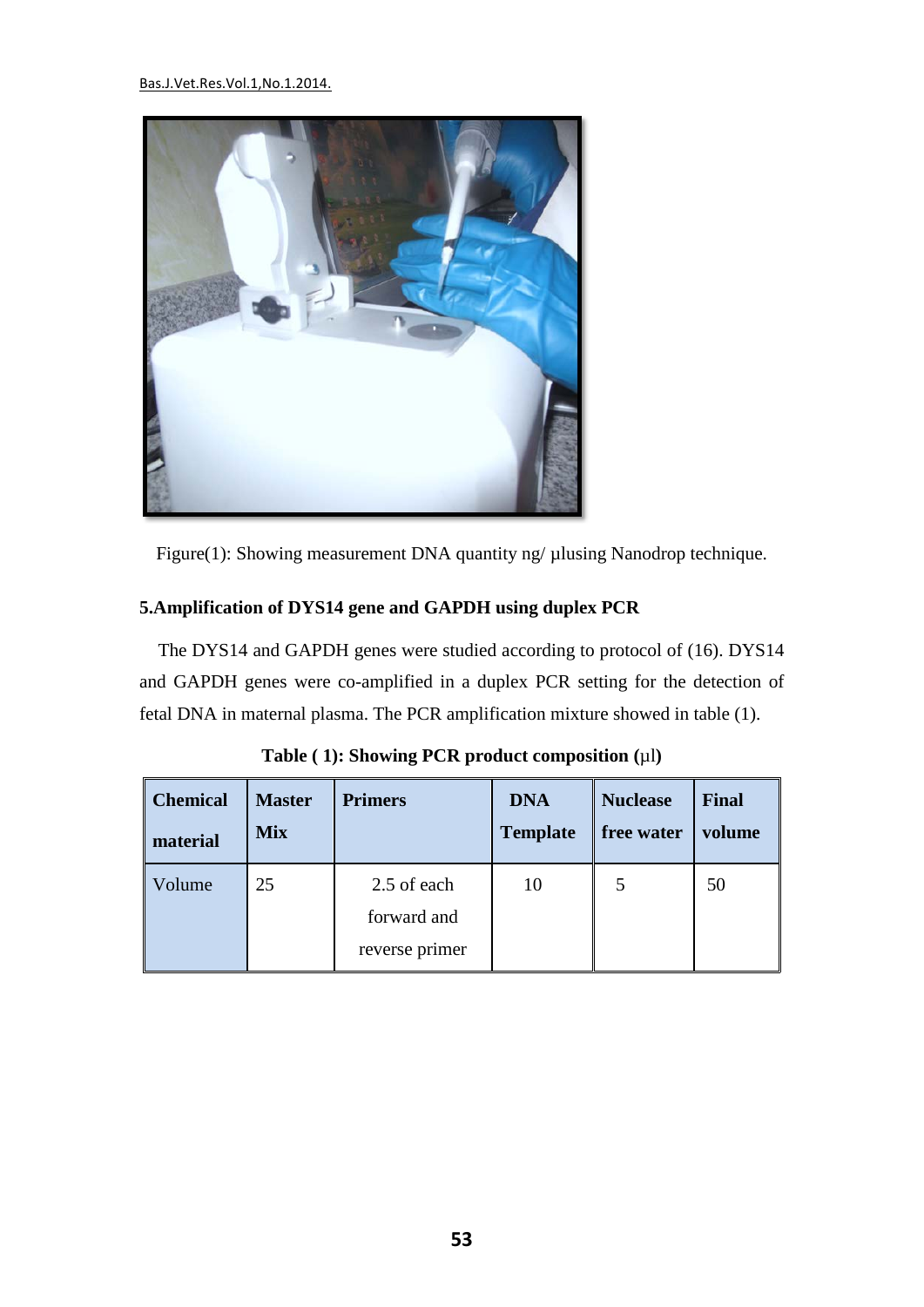Figure(1): Showing measurement DNA quantity ng/ µlusing Nanodrop technique.

### 5.Amplification of DYS14 gene and GAPDH using duplex PCR

The DYS14 and GAPDH genes were studied according to protocol of (16). DYS14 and GAPDH genes were co-amplified in a duplex PCR setting for the detection of fetal DNA in maternal plasma. The PCR amplification mixture showed in table (1).

**Table ( 1): Showing PCR product composition (µl)**

| Chemical material | Master Mix | Primers | DNA Template | Nuclease free water | Final volume |
|---|---|---|---|---|---|
| Volume | 25 | 2.5 of each forward and reverse primer | 10 | 5 | 50 |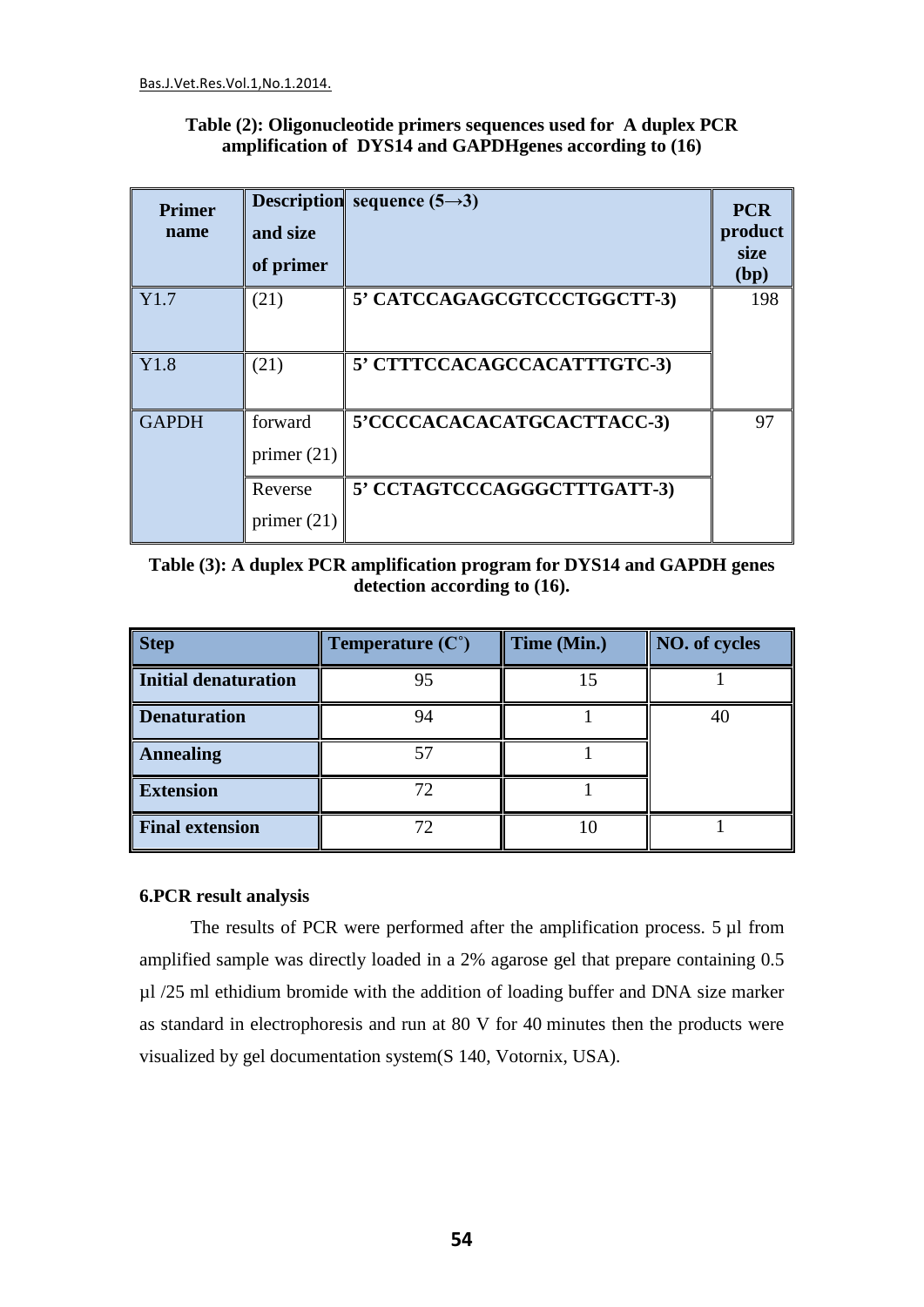**Table (2): Oligonucleotide primers sequences used for A duplex PCR amplification of DYS14 and GAPDHgenes according to (16)**

| Primer name | Description and size of primer | sequence (5→3) | PCR product size (bp) |
|---|---|---|---|
| Y1.7 | (21) | 5' CATCCAGAGCGTCCCTGGCTT-3) | 198 |
| Y1.8 | (21) | 5' CTTTCCACAGCCACATTTGTC-3) | |
| GAPDH | forward primer (21) | 5'CCCCACACACATGCACTTACC-3) | 97 |
| | Reverse primer (21) | 5' CCTAGTCCCAGGGCTTTGATT-3) | |

**Table (3): A duplex PCR amplification program for DYS14 and GAPDH genes detection according to (16).**

| Step | Temperature (C°) | Time (Min.) | NO. of cycles |
|---|---|---|---|
| **Initial denaturation** | 95 | 15 | 1 |
| **Denaturation** | 94 | 1 | 40 |
| **Annealing** | 57 | 1 | |
| **Extension** | 72 | 1 | |
| **Final extension** | 72 | 10 | 1 |

**6.PCR result analysis**

The results of PCR were performed after the amplification process. 5 µl from amplified sample was directly loaded in a 2% agarose gel that prepare containing 0.5 µl /25 ml ethidium bromide with the addition of loading buffer and DNA size marker as standard in electrophoresis and run at 80 V for 40 minutes then the products were visualized by gel documentation system(S 140, Votornix, USA).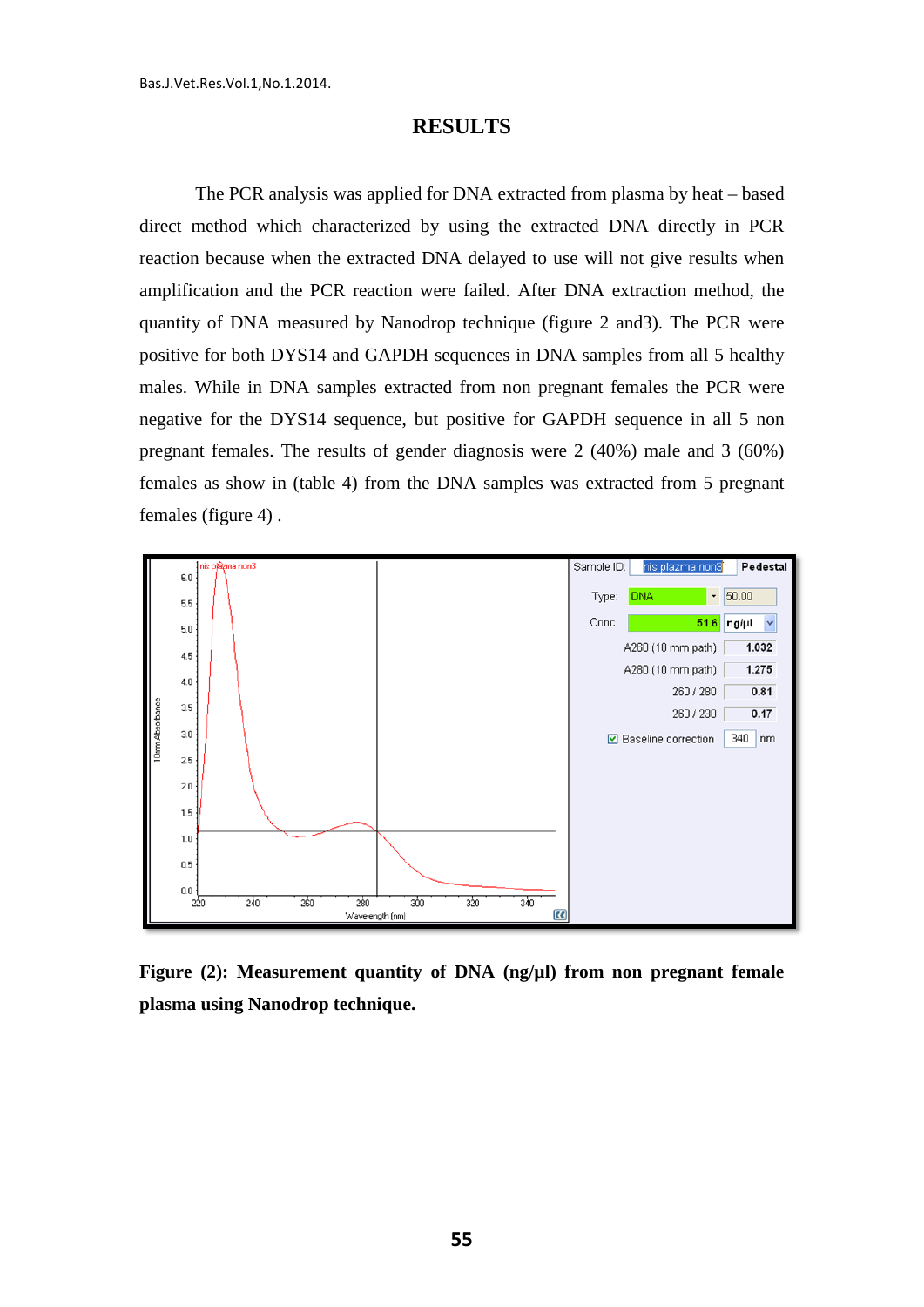## RESULTS

The PCR analysis was applied for DNA extracted from plasma by heat – based direct method which characterized by using the extracted DNA directly in PCR reaction because when the extracted DNA delayed to use will not give results when amplification and the PCR reaction were failed. After DNA extraction method, the quantity of DNA measured by Nanodrop technique (figure 2 and3). The PCR were positive for both DYS14 and GAPDH sequences in DNA samples from all 5 healthy males. While in DNA samples extracted from non pregnant females the PCR were negative for the DYS14 sequence, but positive for GAPDH sequence in all 5 non pregnant females. The results of gender diagnosis were 2 (40%) male and 3 (60%) females as show in (table 4) from the DNA samples was extracted from 5 pregnant females (figure 4) .

**Figure (2): Measurement quantity of DNA (ng/µl) from non pregnant female plasma using Nanodrop technique.**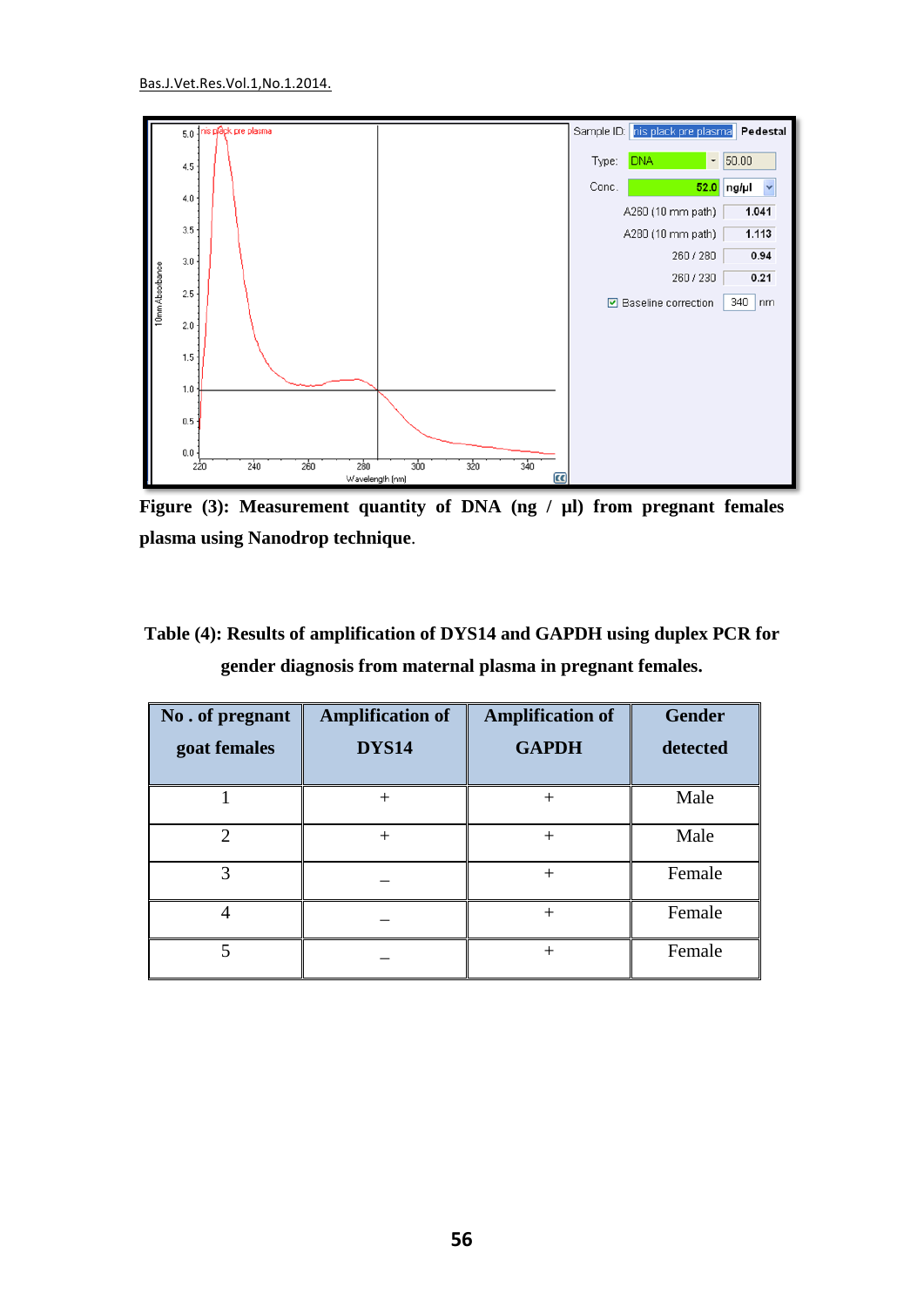**Figure (3): Measurement quantity of DNA (ng / µl) from pregnant females plasma using Nanodrop technique**.

**Table (4): Results of amplification of DYS14 and GAPDH using duplex PCR for gender diagnosis from maternal plasma in pregnant females.**

| No . of pregnant goat females | Amplification of DYS14 | Amplification of GAPDH | Gender detected |
|---|---|---|---|
| 1 | + | + | Male |
| 2 | + | + | Male |
| 3 | _ | + | Female |
| 4 | _ | + | Female |
| 5 | _ | + | Female |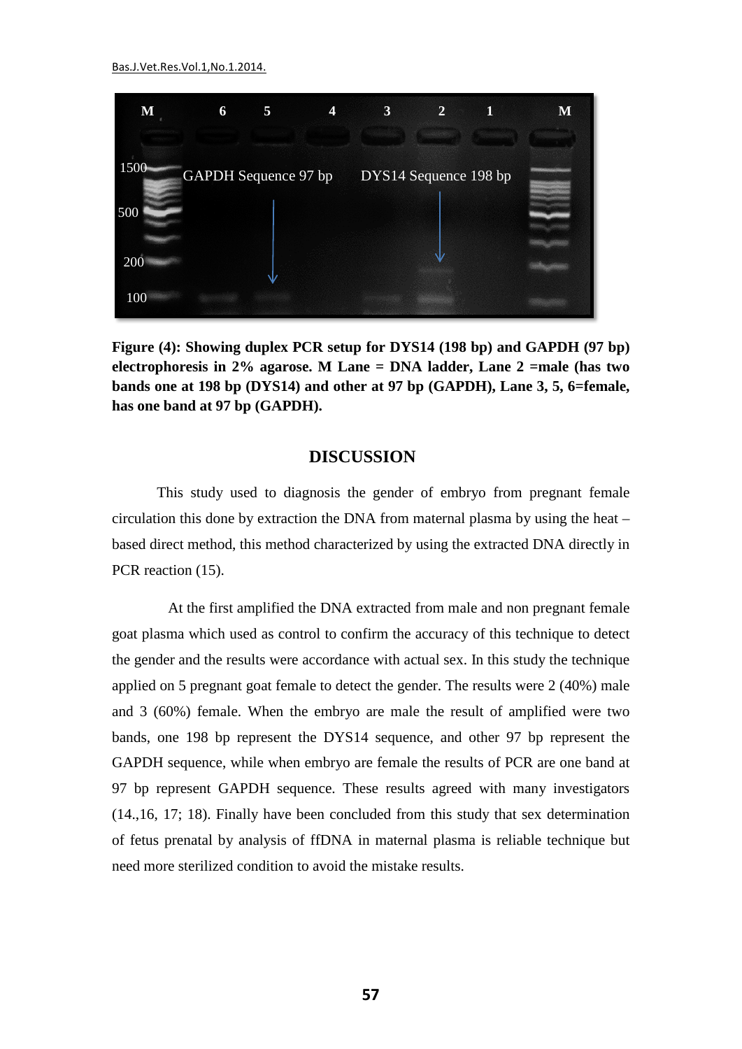**Figure (4): Showing duplex PCR setup for DYS14 (198 bp) and GAPDH (97 bp) electrophoresis in 2% agarose. M Lane = DNA ladder, Lane 2 =male (has two bands one at 198 bp (DYS14) and other at 97 bp (GAPDH), Lane 3, 5, 6=female, has one band at 97 bp (GAPDH).**

## DISCUSSION

This study used to diagnosis the gender of embryo from pregnant female circulation this done by extraction the DNA from maternal plasma by using the heat –based direct method, this method characterized by using the extracted DNA directly in PCR reaction (15).

At the first amplified the DNA extracted from male and non pregnant female goat plasma which used as control to confirm the accuracy of this technique to detect the gender and the results were accordance with actual sex. In this study the technique applied on 5 pregnant goat female to detect the gender. The results were 2 (40%) male and 3 (60%) female. When the embryo are male the result of amplified were two bands, one 198 bp represent the DYS14 sequence, and other 97 bp represent the GAPDH sequence, while when embryo are female the results of PCR are one band at 97 bp represent GAPDH sequence. These results agreed with many investigators (14.,16, 17; 18). Finally have been concluded from this study that sex determination of fetus prenatal by analysis of ffDNA in maternal plasma is reliable technique but need more sterilized condition to avoid the mistake results.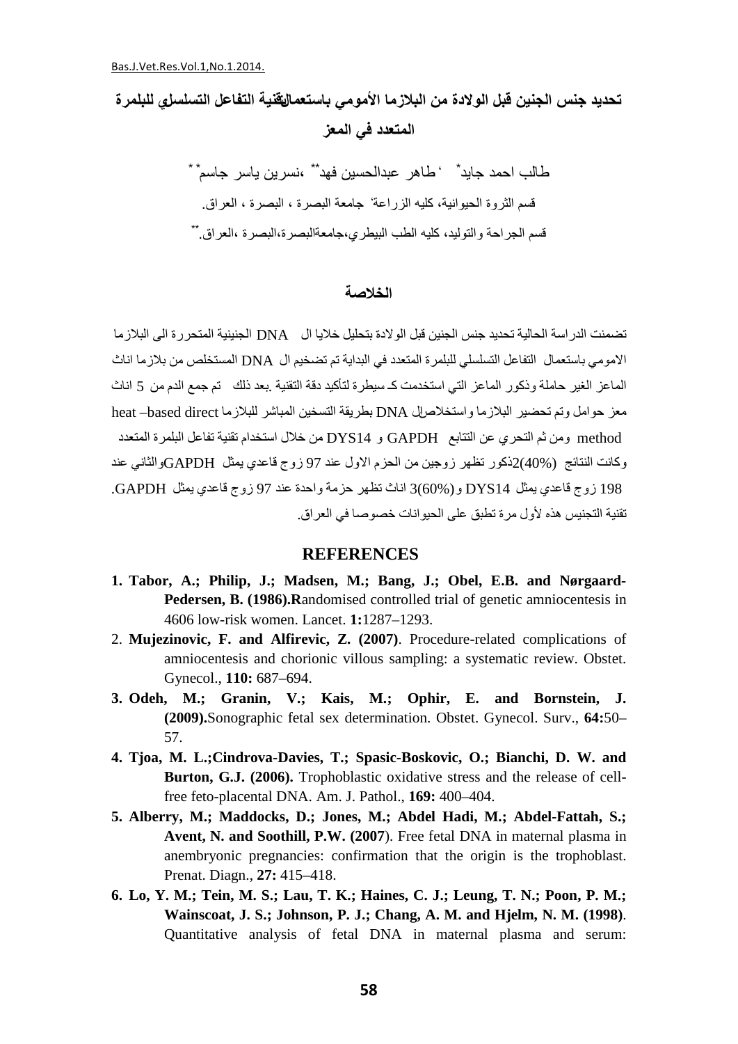# تحديد جنس الجنين قبل الولادة من البلازما الأمومي باستعمال تقنية التفاعل التسلسلي للبلمرة المتعدد في المعز

طالب احمد جايد* ، طاهر عبدالحسين فهد** ،نسرين ياسر جاسم**

قسم الثروة الحيوانية، كليه الزراعة، جامعة البصرة ، البصرة ، العراق.

قسم الجراحة والتوليد، كليه الطب البيطري،جامعةالبصرة،البصرة ،العراق.**

## الخلاصة

تضمنت الدراسة الحالية تحديد جنس الجنين قبل الولادة بتحليل خلايا ال DNA الجنينية المتحررة الى البلازما الاومي باستعمال التفاعل التسلسلي للبلمرة المتعدد في البداية تم تضخيم ال DNA المستخلص من بلازما اناث الماعز الغير حاملة وذكور الماعز التي استخدمت كـ سيطرة لتأكيد دقة التقنية .بعد ذلك تم جمع الدم من 5 اناث معز حوامل وتم تحضير البلازما واستخلاص ال DNA بطريقة التسخين المباشر للبلازما heat –based direct method ومن ثم التحري عن التتابع GAPDH و DYS14 من خلال استخدام تقنية تفاعل البلمرة المتعدد وكانت النتائج (40%)2ذكور تظهر زوجين من الحزم الاول عند 97 زوج قاعدي يمثل GAPDHوالثاني عند 198 زوج قاعدي يمثل DYS14 و(60%)3 اناث تظهر حزمة واحدة عند 97 زوج قاعدي يمثل GAPDH. تقنية التجنيس هذه لأول مرة تطبق على الحيوانات خصوصا في العراق.

## REFERENCES

1. **Tabor, A.; Philip, J.; Madsen, M.; Bang, J.; Obel, E.B. and Nørgaard-Pedersen, B. (1986).R**andomised controlled trial of genetic amniocentesis in 4606 low-risk women. Lancet. **1:**1287–1293.
2. **Mujezinovic, F. and Alfirevic, Z. (2007)**. Procedure-related complications of amniocentesis and chorionic villous sampling: a systematic review. Obstet. Gynecol., **110:** 687–694.
3. **Odeh, M.; Granin, V.; Kais, M.; Ophir, E. and Bornstein, J. (2009).**Sonographic fetal sex determination. Obstet. Gynecol. Surv., **64:**50–57.
4. **Tjoa, M. L.;Cindrova-Davies, T.; Spasic-Boskovic, O.; Bianchi, D. W. and Burton, G.J. (2006).** Trophoblastic oxidative stress and the release of cell-free feto-placental DNA. Am. J. Pathol., **169:** 400–404.
5. **Alberry, M.; Maddocks, D.; Jones, M.; Abdel Hadi, M.; Abdel-Fattah, S.; Avent, N. and Soothill, P.W. (2007**). Free fetal DNA in maternal plasma in anembryonic pregnancies: confirmation that the origin is the trophoblast. Prenat. Diagn., **27:** 415–418.
6. **Lo, Y. M.; Tein, M. S.; Lau, T. K.; Haines, C. J.; Leung, T. N.; Poon, P. M.; Wainscoat, J. S.; Johnson, P. J.; Chang, A. M. and Hjelm, N. M. (1998)**. Quantitative analysis of fetal DNA in maternal plasma and serum: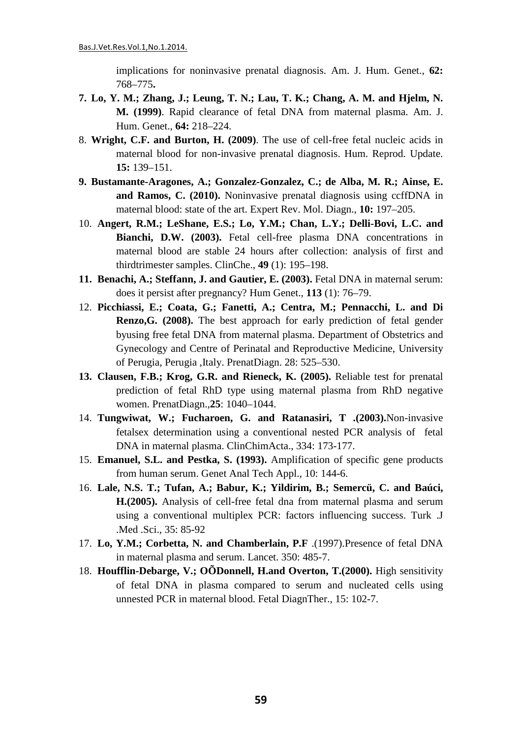implications for noninvasive prenatal diagnosis. Am. J. Hum. Genet., **62:** 768–775**.**

**7. Lo, Y. M.; Zhang, J.; Leung, T. N.; Lau, T. K.; Chang, A. M. and Hjelm, N. M. (1999)**. Rapid clearance of fetal DNA from maternal plasma. Am. J. Hum. Genet., **64:** 218–224.

8. **Wright, C.F. and Burton, H. (2009)**. The use of cell-free fetal nucleic acids in maternal blood for non-invasive prenatal diagnosis. Hum. Reprod. Update. **15:** 139–151.

**9. Bustamante-Aragones, A.; Gonzalez-Gonzalez, C.; de Alba, M. R.; Ainse, E. and Ramos, C. (2010).** Noninvasive prenatal diagnosis using ccffDNA in maternal blood: state of the art. Expert Rev. Mol. Diagn., **10:** 197–205.

10. **Angert, R.M.; LeShane, E.S.; Lo, Y.M.; Chan, L.Y.; Delli-Bovi, L.C. and Bianchi, D.W. (2003).** Fetal cell-free plasma DNA concentrations in maternal blood are stable 24 hours after collection: analysis of first and thirdtrimester samples. ClinChe., **49** (1): 195–198.

**11. Benachi, A.; Steffann, J. and Gautier, E. (2003).** Fetal DNA in maternal serum: does it persist after pregnancy? Hum Genet., **113** (1): 76–79.

12. **Picchiassi, E.; Coata, G.; Fanetti, A.; Centra, M.; Pennacchi, L. and Di Renzo,G. (2008).** The best approach for early prediction of fetal gender byusing free fetal DNA from maternal plasma. Department of Obstetrics and Gynecology and Centre of Perinatal and Reproductive Medicine, University of Perugia, Perugia ,Italy. PrenatDiagn. 28: 525–530.

**13. Clausen, F.B.; Krog, G.R. and Rieneck, K. (2005).** Reliable test for prenatal prediction of fetal RhD type using maternal plasma from RhD negative women. PrenatDiagn.,**25**: 1040–1044.

14. **Tungwiwat, W.; Fucharoen, G. and Ratanasiri, T .(2003).**Non-invasive fetalsex determination using a conventional nested PCR analysis of fetal DNA in maternal plasma. ClinChimActa., 334: 173-177.

15. **Emanuel, S.L. and Pestka, S. (1993).** Amplification of specific gene products from human serum. Genet Anal Tech Appl., 10: 144-6.

16. **Lale, N.S. T.; Tufan, A.; Babur, K.; Yildirim, B.; Semercü, C. and Baúci, H.(2005).** Analysis of cell-free fetal dna from maternal plasma and serum using a conventional multiplex PCR: factors influencing success. Turk .J .Med .Sci., 35: 85-92

17. **Lo, Y.M.; Corbetta, N. and Chamberlain, P.F** .(1997).Presence of fetal DNA in maternal plasma and serum. Lancet. 350: 485-7.

18. **Houfflin-Debarge, V.; OÕDonnell, H.and Overton, T.(2000).** High sensitivity of fetal DNA in plasma compared to serum and nucleated cells using unnested PCR in maternal blood. Fetal DiagnTher., 15: 102-7.